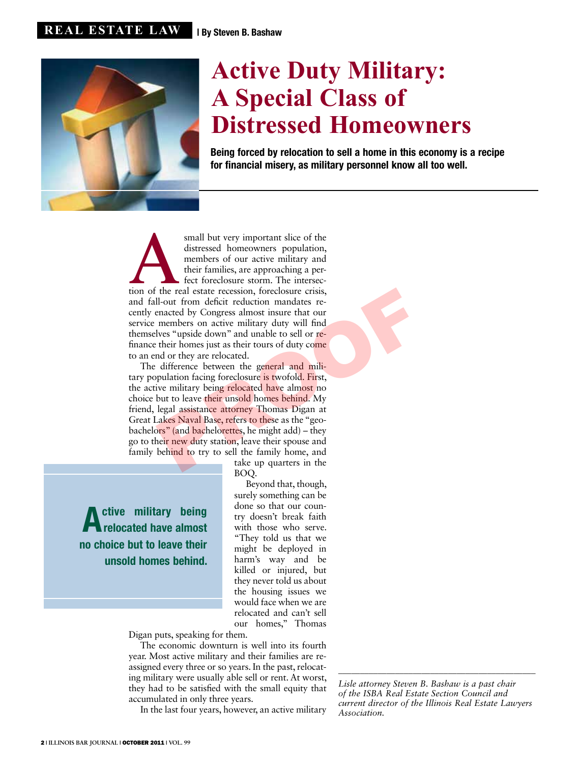REAL ESTATE LAW | By Steven B. Bashaw

# Active Duty Military: A Special Class of Distressed Homeowners

**Being forced by relocation to sell a home in this economy is a recipe for financial misery, as military personnel know all too well.**

A small but very important slice of the distressed homeowners population, members of our active military and their families, are approaching a perfect foreclosure storm. The intersection of the real estate recession, foreclosure crisis, and fall-out from deficit reduction mandates recently enacted by Congress almost insure that our service members on active military duty will find themselves "upside down" and unable to sell or refinance their homes just as their tours of duty come to an end or they are relocated.

The difference between the general and military population facing foreclosure is twofold. First, the active military being relocated have almost no choice but to leave their unsold homes behind. My friend, legal assistance attorney Thomas Digan at Great Lakes Naval Base, refers to these as the "geo-bachelors" (and bachelorettes, he might add) – they go to their new duty station, leave their spouse and family behind to try to sell the family home, and take up quarters in the BOQ.

> **Active military being relocated have almost no choice but to leave their unsold homes behind.**

Beyond that, though, surely something can be done so that our country doesn't break faith with those who serve. "They told us that we might be deployed in harm's way and be killed or injured, but they never told us about the housing issues we would face when we are relocated and can't sell our homes," Thomas Digan puts, speaking for them.

The economic downturn is well into its fourth year. Most active military and their families are reassigned every three or so years. In the past, relocating military were usually able sell or rent. At worst, they had to be satisfied with the small equity that accumulated in only three years.

In the last four years, however, an active military

*Lisle attorney Steven B. Bashaw is a past chair of the ISBA Real Estate Section Council and current director of the Illinois Real Estate Lawyers Association.*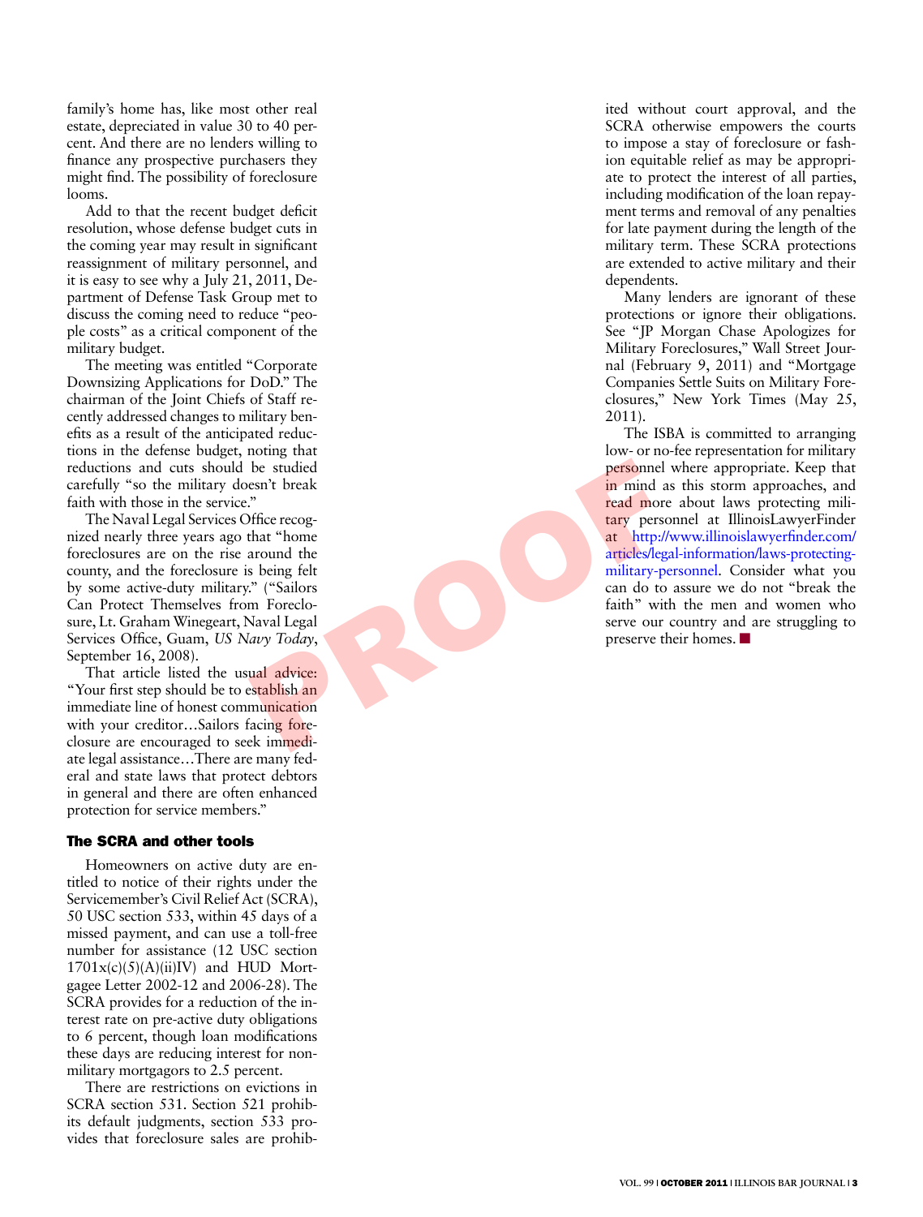family's home has, like most other real estate, depreciated in value 30 to 40 percent. And there are no lenders willing to finance any prospective purchasers they might find. The possibility of foreclosure looms.

Add to that the recent budget deficit resolution, whose defense budget cuts in the coming year may result in significant reassignment of military personnel, and it is easy to see why a July 21, 2011, Department of Defense Task Group met to discuss the coming need to reduce "people costs" as a critical component of the military budget.

The meeting was entitled "Corporate Downsizing Applications for DoD." The chairman of the Joint Chiefs of Staff recently addressed changes to military benefits as a result of the anticipated reductions in the defense budget, noting that reductions and cuts should be studied carefully "so the military doesn't break faith with those in the service."

The Naval Legal Services Office recognized nearly three years ago that "home foreclosures are on the rise around the county, and the foreclosure is being felt by some active-duty military." ("Sailors Can Protect Themselves from Foreclosure, Lt. Graham Winegeart, Naval Legal Services Office, Guam, *US Navy Today*, September 16, 2008).

That article listed the usual advice: "Your first step should be to establish an immediate line of honest communication with your creditor…Sailors facing foreclosure are encouraged to seek immediate legal assistance…There are many federal and state laws that protect debtors in general and there are often enhanced protection for service members."

### The SCRA and other tools

Homeowners on active duty are entitled to notice of their rights under the Servicemember's Civil Relief Act (SCRA), 50 USC section 533, within 45 days of a missed payment, and can use a toll-free number for assistance (12 USC section 1701x(c)(5)(A)(ii)IV) and HUD Mortgagee Letter 2002-12 and 2006-28). The SCRA provides for a reduction of the interest rate on pre-active duty obligations to 6 percent, though loan modifications these days are reducing interest for non-military mortgagors to 2.5 percent.

There are restrictions on evictions in SCRA section 531. Section 521 prohibits default judgments, section 533 provides that foreclosure sales are prohibited without court approval, and the SCRA otherwise empowers the courts to impose a stay of foreclosure or fashion equitable relief as may be appropriate to protect the interest of all parties, including modification of the loan repayment terms and removal of any penalties for late payment during the length of the military term. These SCRA protections are extended to active military and their dependents.

Many lenders are ignorant of these protections or ignore their obligations. See "JP Morgan Chase Apologizes for Military Foreclosures," Wall Street Journal (February 9, 2011) and "Mortgage Companies Settle Suits on Military Foreclosures," New York Times (May 25, 2011).

The ISBA is committed to arranging low- or no-fee representation for military personnel where appropriate. Keep that in mind as this storm approaches, and read more about laws protecting military personnel at IllinoisLawyerFinder at http://www.illinoislawyerfinder.com/articles/legal-information/laws-protecting-military-personnel. Consider what you can do to assure we do not "break the faith" with the men and women who serve our country and are struggling to preserve their homes. ■